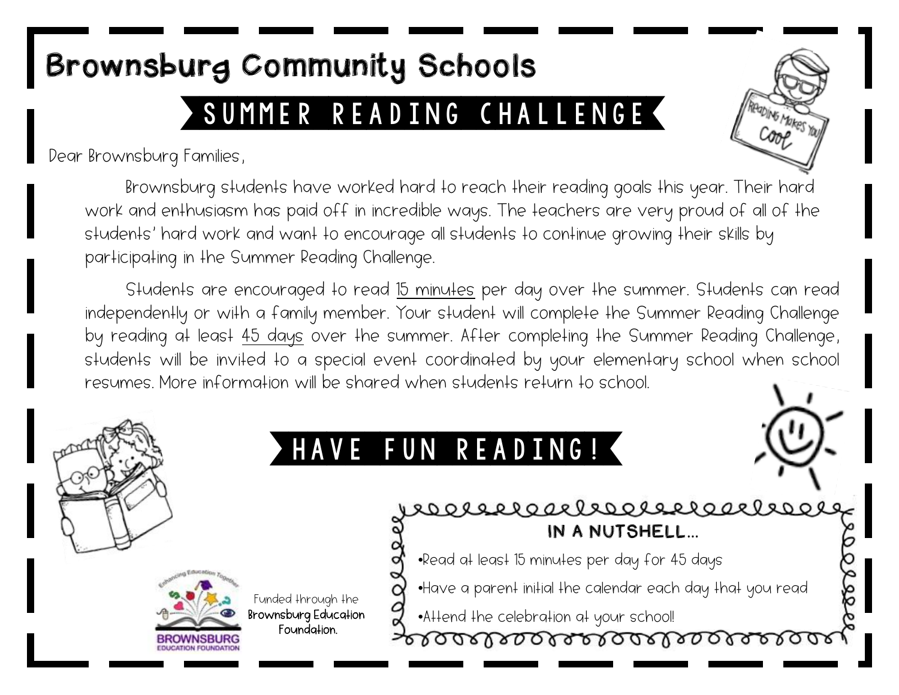# Brownsburg Community Schools

## SUMMER READING CHALLENGE

Dear Brownsburg Families,

Brownsburg students have worked hard to reach their reading goals this year. Their hard work and enthusiasm has paid off in incredible ways. The teachers are very proud of all of the students' hard work and want to encourage all students to continue growing their skills by participating in the Summer Reading Challenge.

Students are encouraged to read <u>15 minutes</u> per day over the summer. Students can read independently or with a family member. Your student will complete the Summer Reading Challenge by reading at least <u>45 days</u> over the summer. After completing the Summer Reading Challenge, students will be invited to a special event coordinated by your elementary school when school resumes. More information will be shared when students return to school.

## HAVE FUN READING!

**IN A NUTSHELL…**

- Read at least 15 minutes per day for 45 days
- Have a parent initial the calendar each day that you read
- Attend the celebration at your school!

Funded through the **Brownsburg Education Foundation.**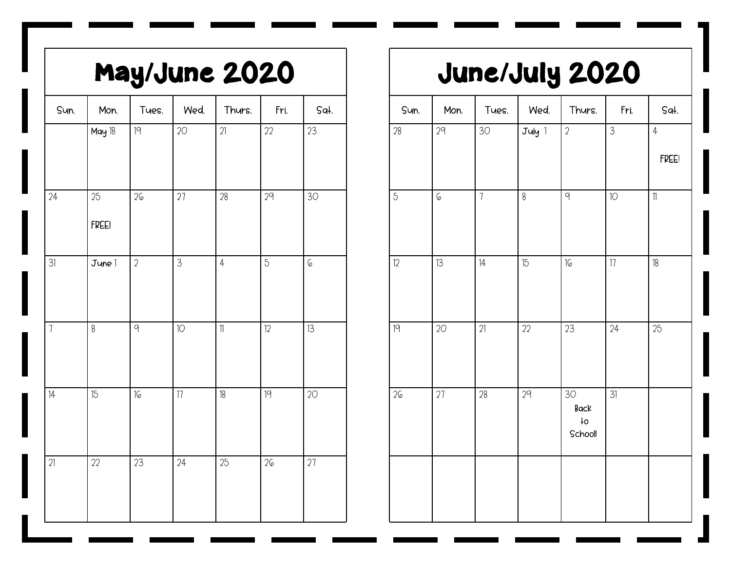# May/June 2020

| Sun. | Mon. | Tues. | Wed. | Thurs. | Fri. | Sat. |
|---|---|---|---|---|---|---|
| | May 18 | 19 | 20 | 21 | 22 | 23 |
| 24 | 25 FREE! | 26 | 27 | 28 | 29 | 30 |
| 31 | June 1 | 2 | 3 | 4 | 5 | 6 |
| 7 | 8 | 9 | 10 | 11 | 12 | 13 |
| 14 | 15 | 16 | 17 | 18 | 19 | 20 |
| 21 | 22 | 23 | 24 | 25 | 26 | 27 |

# June/July 2020

| Sun. | Mon. | Tues. | Wed. | Thurs. | Fri. | Sat. |
|---|---|---|---|---|---|---|
| 28 | 29 | 30 | July 1 | 2 | 3 | 4 FREE! |
| 5 | 6 | 7 | 8 | 9 | 10 | 11 |
| 12 | 13 | 14 | 15 | 16 | 17 | 18 |
| 19 | 20 | 21 | 22 | 23 | 24 | 25 |
| 26 | 27 | 28 | 29 | 30 Back to School! | 31 | |
| | | | | | | |